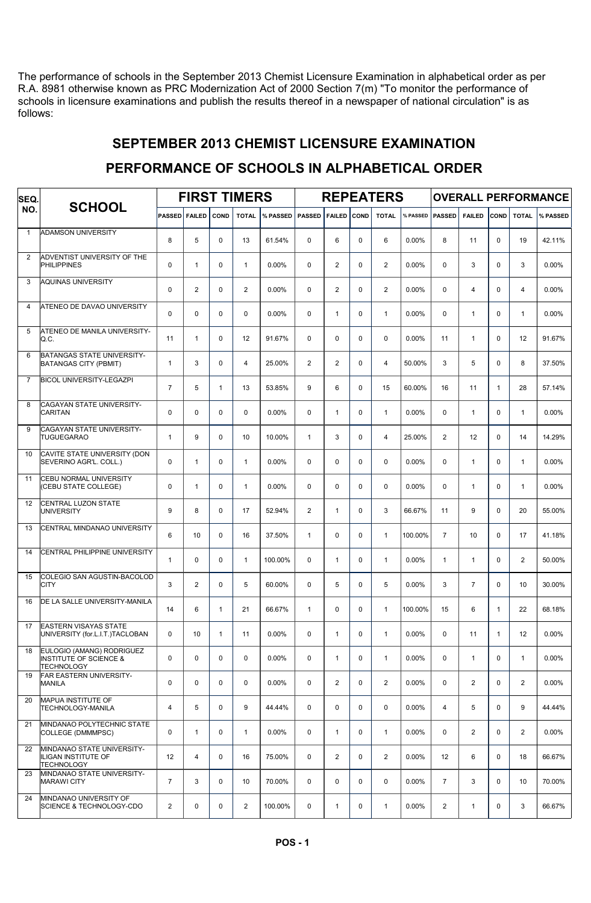The performance of schools in the September 2013 Chemist Licensure Examination in alphabetical order as per R.A. 8981 otherwise known as PRC Modernization Act of 2000 Section 7(m) "To monitor the performance of schools in licensure examinations and publish the results thereof in a newspaper of national circulation" is as follows:

## SEPTEMBER 2013 CHEMIST LICENSURE EXAMINATION

## PERFORMANCE OF SCHOOLS IN ALPHABETICAL ORDER

| SEQ. NO. | SCHOOL | FIRST TIMERS | | | | | REPEATERS | | | | | OVERALL PERFORMANCE | | | | |
|---|---|---|---|---|---|---|---|---|---|---|---|---|---|---|---|---|
| | | PASSED | FAILED | COND | TOTAL | % PASSED | PASSED | FAILED | COND | TOTAL | % PASSED | PASSED | FAILED | COND | TOTAL | % PASSED |
| 1 | ADAMSON UNIVERSITY | 8 | 5 | 0 | 13 | 61.54% | 0 | 6 | 0 | 6 | 0.00% | 8 | 11 | 0 | 19 | 42.11% |
| 2 | ADVENTIST UNIVERSITY OF THE PHILIPPINES | 0 | 1 | 0 | 1 | 0.00% | 0 | 2 | 0 | 2 | 0.00% | 0 | 3 | 0 | 3 | 0.00% |
| 3 | AQUINAS UNIVERSITY | 0 | 2 | 0 | 2 | 0.00% | 0 | 2 | 0 | 2 | 0.00% | 0 | 4 | 0 | 4 | 0.00% |
| 4 | ATENEO DE DAVAO UNIVERSITY | 0 | 0 | 0 | 0 | 0.00% | 0 | 1 | 0 | 1 | 0.00% | 0 | 1 | 0 | 1 | 0.00% |
| 5 | ATENEO DE MANILA UNIVERSITY-Q.C. | 11 | 1 | 0 | 12 | 91.67% | 0 | 0 | 0 | 0 | 0.00% | 11 | 1 | 0 | 12 | 91.67% |
| 6 | BATANGAS STATE UNIVERSITY-BATANGAS CITY (PBMIT) | 1 | 3 | 0 | 4 | 25.00% | 2 | 2 | 0 | 4 | 50.00% | 3 | 5 | 0 | 8 | 37.50% |
| 7 | BICOL UNIVERSITY-LEGAZPI | 7 | 5 | 1 | 13 | 53.85% | 9 | 6 | 0 | 15 | 60.00% | 16 | 11 | 1 | 28 | 57.14% |
| 8 | CAGAYAN STATE UNIVERSITY-CARITAN | 0 | 0 | 0 | 0 | 0.00% | 0 | 1 | 0 | 1 | 0.00% | 0 | 1 | 0 | 1 | 0.00% |
| 9 | CAGAYAN STATE UNIVERSITY-TUGUEGARAO | 1 | 9 | 0 | 10 | 10.00% | 1 | 3 | 0 | 4 | 25.00% | 2 | 12 | 0 | 14 | 14.29% |
| 10 | CAVITE STATE UNIVERSITY (DON SEVERINO AGR'L. COLL.) | 0 | 1 | 0 | 1 | 0.00% | 0 | 0 | 0 | 0 | 0.00% | 0 | 1 | 0 | 1 | 0.00% |
| 11 | CEBU NORMAL UNIVERSITY (CEBU STATE COLLEGE) | 0 | 1 | 0 | 1 | 0.00% | 0 | 0 | 0 | 0 | 0.00% | 0 | 1 | 0 | 1 | 0.00% |
| 12 | CENTRAL LUZON STATE UNIVERSITY | 9 | 8 | 0 | 17 | 52.94% | 2 | 1 | 0 | 3 | 66.67% | 11 | 9 | 0 | 20 | 55.00% |
| 13 | CENTRAL MINDANAO UNIVERSITY | 6 | 10 | 0 | 16 | 37.50% | 1 | 0 | 0 | 1 | 100.00% | 7 | 10 | 0 | 17 | 41.18% |
| 14 | CENTRAL PHILIPPINE UNIVERSITY | 1 | 0 | 0 | 1 | 100.00% | 0 | 1 | 0 | 1 | 0.00% | 1 | 1 | 0 | 2 | 50.00% |
| 15 | COLEGIO SAN AGUSTIN-BACOLOD CITY | 3 | 2 | 0 | 5 | 60.00% | 0 | 5 | 0 | 5 | 0.00% | 3 | 7 | 0 | 10 | 30.00% |
| 16 | DE LA SALLE UNIVERSITY-MANILA | 14 | 6 | 1 | 21 | 66.67% | 1 | 0 | 0 | 1 | 100.00% | 15 | 6 | 1 | 22 | 68.18% |
| 17 | EASTERN VISAYAS STATE UNIVERSITY (for.L.I.T.)TACLOBAN | 0 | 10 | 1 | 11 | 0.00% | 0 | 1 | 0 | 1 | 0.00% | 0 | 11 | 1 | 12 | 0.00% |
| 18 | EULOGIO (AMANG) RODRIGUEZ INSTITUTE OF SCIENCE & TECHNOLOGY | 0 | 0 | 0 | 0 | 0.00% | 0 | 1 | 0 | 1 | 0.00% | 0 | 1 | 0 | 1 | 0.00% |
| 19 | FAR EASTERN UNIVERSITY-MANILA | 0 | 0 | 0 | 0 | 0.00% | 0 | 2 | 0 | 2 | 0.00% | 0 | 2 | 0 | 2 | 0.00% |
| 20 | MAPUA INSTITUTE OF TECHNOLOGY-MANILA | 4 | 5 | 0 | 9 | 44.44% | 0 | 0 | 0 | 0 | 0.00% | 4 | 5 | 0 | 9 | 44.44% |
| 21 | MINDANAO POLYTECHNIC STATE COLLEGE (DMMMPSC) | 0 | 1 | 0 | 1 | 0.00% | 0 | 1 | 0 | 1 | 0.00% | 0 | 2 | 0 | 2 | 0.00% |
| 22 | MINDANAO STATE UNIVERSITY-ILIGAN INSTITUTE OF TECHNOLOGY | 12 | 4 | 0 | 16 | 75.00% | 0 | 2 | 0 | 2 | 0.00% | 12 | 6 | 0 | 18 | 66.67% |
| 23 | MINDANAO STATE UNIVERSITY-MARAWI CITY | 7 | 3 | 0 | 10 | 70.00% | 0 | 0 | 0 | 0 | 0.00% | 7 | 3 | 0 | 10 | 70.00% |
| 24 | MINDANAO UNIVERSITY OF SCIENCE & TECHNOLOGY-CDO | 2 | 0 | 0 | 2 | 100.00% | 0 | 1 | 0 | 1 | 0.00% | 2 | 1 | 0 | 3 | 66.67% |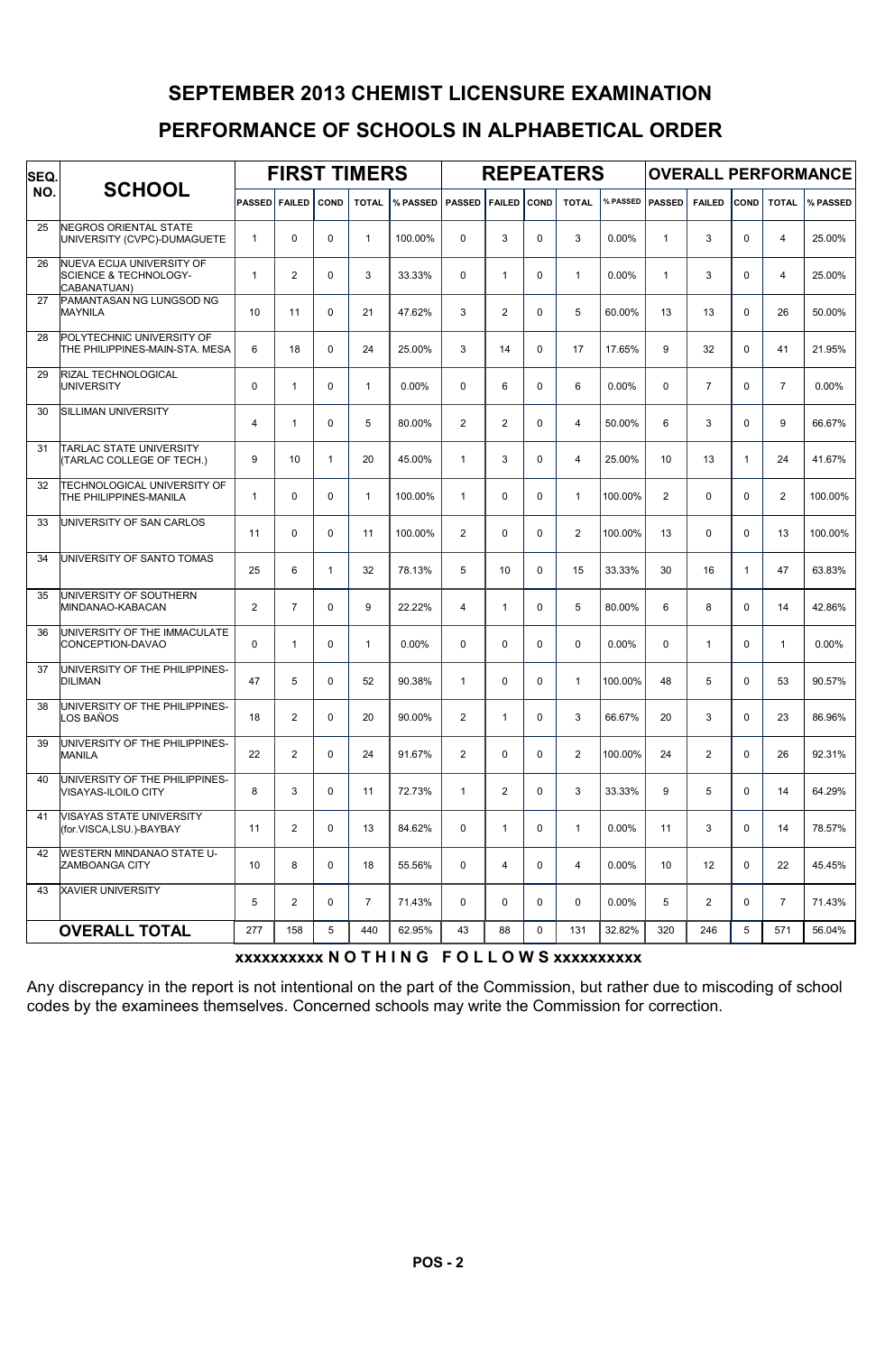# SEPTEMBER 2013 CHEMIST LICENSURE EXAMINATION

## PERFORMANCE OF SCHOOLS IN ALPHABETICAL ORDER

| SEQ. NO. | SCHOOL | FIRST TIMERS | | | | | REPEATERS | | | | | OVERALL PERFORMANCE | | | | |
|---|---|---|---|---|---|---|---|---|---|---|---|---|---|---|---|---|
| | | PASSED | FAILED | COND | TOTAL | % PASSED | PASSED | FAILED | COND | TOTAL | % PASSED | PASSED | FAILED | COND | TOTAL | % PASSED |
| 25 | NEGROS ORIENTAL STATE UNIVERSITY (CVPC)-DUMAGUETE | 1 | 0 | 0 | 1 | 100.00% | 0 | 3 | 0 | 3 | 0.00% | 1 | 3 | 0 | 4 | 25.00% |
| 26 | NUEVA ECIJA UNIVERSITY OF SCIENCE & TECHNOLOGY-CABANATUAN) | 1 | 2 | 0 | 3 | 33.33% | 0 | 1 | 0 | 1 | 0.00% | 1 | 3 | 0 | 4 | 25.00% |
| 27 | PAMANTASAN NG LUNGSOD NG MAYNILA | 10 | 11 | 0 | 21 | 47.62% | 3 | 2 | 0 | 5 | 60.00% | 13 | 13 | 0 | 26 | 50.00% |
| 28 | POLYTECHNIC UNIVERSITY OF THE PHILIPPINES-MAIN-STA. MESA | 6 | 18 | 0 | 24 | 25.00% | 3 | 14 | 0 | 17 | 17.65% | 9 | 32 | 0 | 41 | 21.95% |
| 29 | RIZAL TECHNOLOGICAL UNIVERSITY | 0 | 1 | 0 | 1 | 0.00% | 0 | 6 | 0 | 6 | 0.00% | 0 | 7 | 0 | 7 | 0.00% |
| 30 | SILLIMAN UNIVERSITY | 4 | 1 | 0 | 5 | 80.00% | 2 | 2 | 0 | 4 | 50.00% | 6 | 3 | 0 | 9 | 66.67% |
| 31 | TARLAC STATE UNIVERSITY (TARLAC COLLEGE OF TECH.) | 9 | 10 | 1 | 20 | 45.00% | 1 | 3 | 0 | 4 | 25.00% | 10 | 13 | 1 | 24 | 41.67% |
| 32 | TECHNOLOGICAL UNIVERSITY OF THE PHILIPPINES-MANILA | 1 | 0 | 0 | 1 | 100.00% | 1 | 0 | 0 | 1 | 100.00% | 2 | 0 | 0 | 2 | 100.00% |
| 33 | UNIVERSITY OF SAN CARLOS | 11 | 0 | 0 | 11 | 100.00% | 2 | 0 | 0 | 2 | 100.00% | 13 | 0 | 0 | 13 | 100.00% |
| 34 | UNIVERSITY OF SANTO TOMAS | 25 | 6 | 1 | 32 | 78.13% | 5 | 10 | 0 | 15 | 33.33% | 30 | 16 | 1 | 47 | 63.83% |
| 35 | UNIVERSITY OF SOUTHERN MINDANAO-KABACAN | 2 | 7 | 0 | 9 | 22.22% | 4 | 1 | 0 | 5 | 80.00% | 6 | 8 | 0 | 14 | 42.86% |
| 36 | UNIVERSITY OF THE IMMACULATE CONCEPTION-DAVAO | 0 | 1 | 0 | 1 | 0.00% | 0 | 0 | 0 | 0 | 0.00% | 0 | 1 | 0 | 1 | 0.00% |
| 37 | UNIVERSITY OF THE PHILIPPINES-DILIMAN | 47 | 5 | 0 | 52 | 90.38% | 1 | 0 | 0 | 1 | 100.00% | 48 | 5 | 0 | 53 | 90.57% |
| 38 | UNIVERSITY OF THE PHILIPPINES-LOS BAÑOS | 18 | 2 | 0 | 20 | 90.00% | 2 | 1 | 0 | 3 | 66.67% | 20 | 3 | 0 | 23 | 86.96% |
| 39 | UNIVERSITY OF THE PHILIPPINES-MANILA | 22 | 2 | 0 | 24 | 91.67% | 2 | 0 | 0 | 2 | 100.00% | 24 | 2 | 0 | 26 | 92.31% |
| 40 | UNIVERSITY OF THE PHILIPPINES-VISAYAS-ILOILO CITY | 8 | 3 | 0 | 11 | 72.73% | 1 | 2 | 0 | 3 | 33.33% | 9 | 5 | 0 | 14 | 64.29% |
| 41 | VISAYAS STATE UNIVERSITY (for.VISCA,LSU.)-BAYBAY | 11 | 2 | 0 | 13 | 84.62% | 0 | 1 | 0 | 1 | 0.00% | 11 | 3 | 0 | 14 | 78.57% |
| 42 | WESTERN MINDANAO STATE U-ZAMBOANGA CITY | 10 | 8 | 0 | 18 | 55.56% | 0 | 4 | 0 | 4 | 0.00% | 10 | 12 | 0 | 22 | 45.45% |
| 43 | XAVIER UNIVERSITY | 5 | 2 | 0 | 7 | 71.43% | 0 | 0 | 0 | 0 | 0.00% | 5 | 2 | 0 | 7 | 71.43% |
| | **OVERALL TOTAL** | 277 | 158 | 5 | 440 | 62.95% | 43 | 88 | 0 | 131 | 32.82% | 320 | 246 | 5 | 571 | 56.04% |

**xxxxxxxxxx N O T H I N G F O L L O W S xxxxxxxxxx**

Any discrepancy in the report is not intentional on the part of the Commission, but rather due to miscoding of school codes by the examinees themselves. Concerned schools may write the Commission for correction.